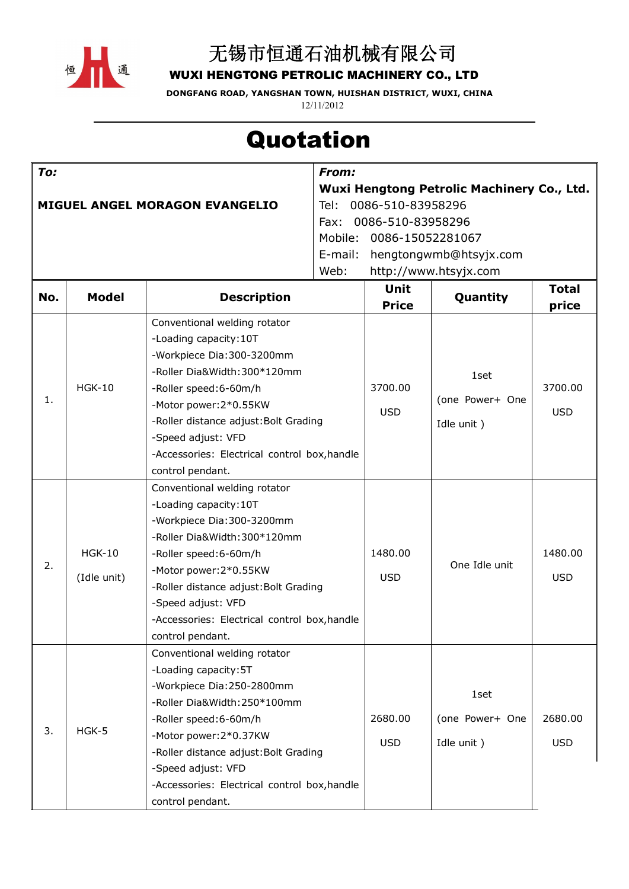# 无锡市恒通石油机械有限公司

**WUXI HENGTONG PETROLIC MACHINERY CO., LTD**

**DONGFANG ROAD, YANGSHAN TOWN, HUISHAN DISTRICT, WUXI, CHINA**

12/11/2012

# Quotation

| ***To:*** | ***From:*** |
|---|---|
| **MIGUEL ANGEL MORAGON EVANGELIO** | **Wuxi Hengtong Petrolic Machinery Co., Ltd.**<br>Tel: 0086-510-83958296<br>Fax: 0086-510-83958296<br>Mobile: 0086-15052281067<br>E-mail: hengtongwmb@htsyjx.com<br>Web: http://www.htsyjx.com |

| **No.** | **Model** | **Description** | **Unit Price** | **Quantity** | **Total price** |
|---|---|---|---|---|---|
| 1. | HGK-10 | Conventional welding rotator<br>-Loading capacity:10T<br>-Workpiece Dia:300-3200mm<br>-Roller Dia&Width:300*120mm<br>-Roller speed:6-60m/h<br>-Motor power:2*0.55KW<br>-Roller distance adjust:Bolt Grading<br>-Speed adjust: VFD<br>-Accessories: Electrical control box,handle control pendant. | 3700.00 USD | 1set (one Power+ One Idle unit ) | 3700.00 USD |
| 2. | HGK-10 (Idle unit) | Conventional welding rotator<br>-Loading capacity:10T<br>-Workpiece Dia:300-3200mm<br>-Roller Dia&Width:300*120mm<br>-Roller speed:6-60m/h<br>-Motor power:2*0.55KW<br>-Roller distance adjust:Bolt Grading<br>-Speed adjust: VFD<br>-Accessories: Electrical control box,handle control pendant. | 1480.00 USD | One Idle unit | 1480.00 USD |
| 3. | HGK-5 | Conventional welding rotator<br>-Loading capacity:5T<br>-Workpiece Dia:250-2800mm<br>-Roller Dia&Width:250*100mm<br>-Roller speed:6-60m/h<br>-Motor power:2*0.37KW<br>-Roller distance adjust:Bolt Grading<br>-Speed adjust: VFD<br>-Accessories: Electrical control box,handle control pendant. | 2680.00 USD | 1set (one Power+ One Idle unit ) | 2680.00 USD |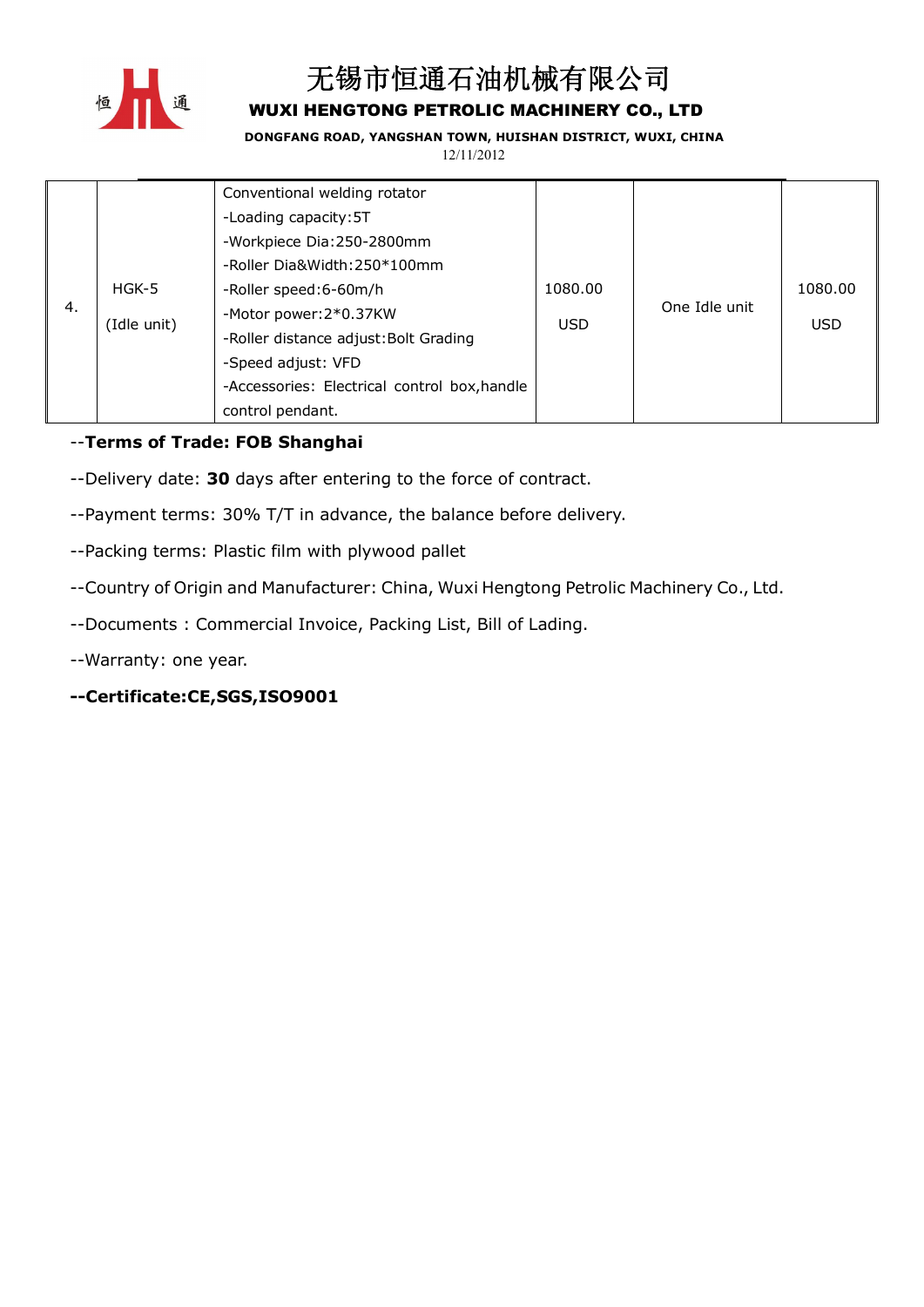# 无锡市恒通石油机械有限公司

## WUXI HENGTONG PETROLIC MACHINERY CO., LTD

**DONGFANG ROAD, YANGSHAN TOWN, HUISHAN DISTRICT, WUXI, CHINA**

12/11/2012

| | | | | | |
|---|---|---|---|---|---|
| 4. | HGK-5<br>(Idle unit) | Conventional welding rotator<br>-Loading capacity:5T<br>-Workpiece Dia:250-2800mm<br>-Roller Dia&Width:250*100mm<br>-Roller speed:6-60m/h<br>-Motor power:2*0.37KW<br>-Roller distance adjust:Bolt Grading<br>-Speed adjust: VFD<br>-Accessories: Electrical control box,handle control pendant. | 1080.00 USD | One Idle unit | 1080.00 USD |

--**Terms of Trade: FOB Shanghai**

--Delivery date: **30** days after entering to the force of contract.

--Payment terms: 30% T/T in advance, the balance before delivery.

--Packing terms: Plastic film with plywood pallet

--Country of Origin and Manufacturer: China, Wuxi Hengtong Petrolic Machinery Co., Ltd.

--Documents : Commercial Invoice, Packing List, Bill of Lading.

--Warranty: one year.

**--Certificate:CE,SGS,ISO9001**